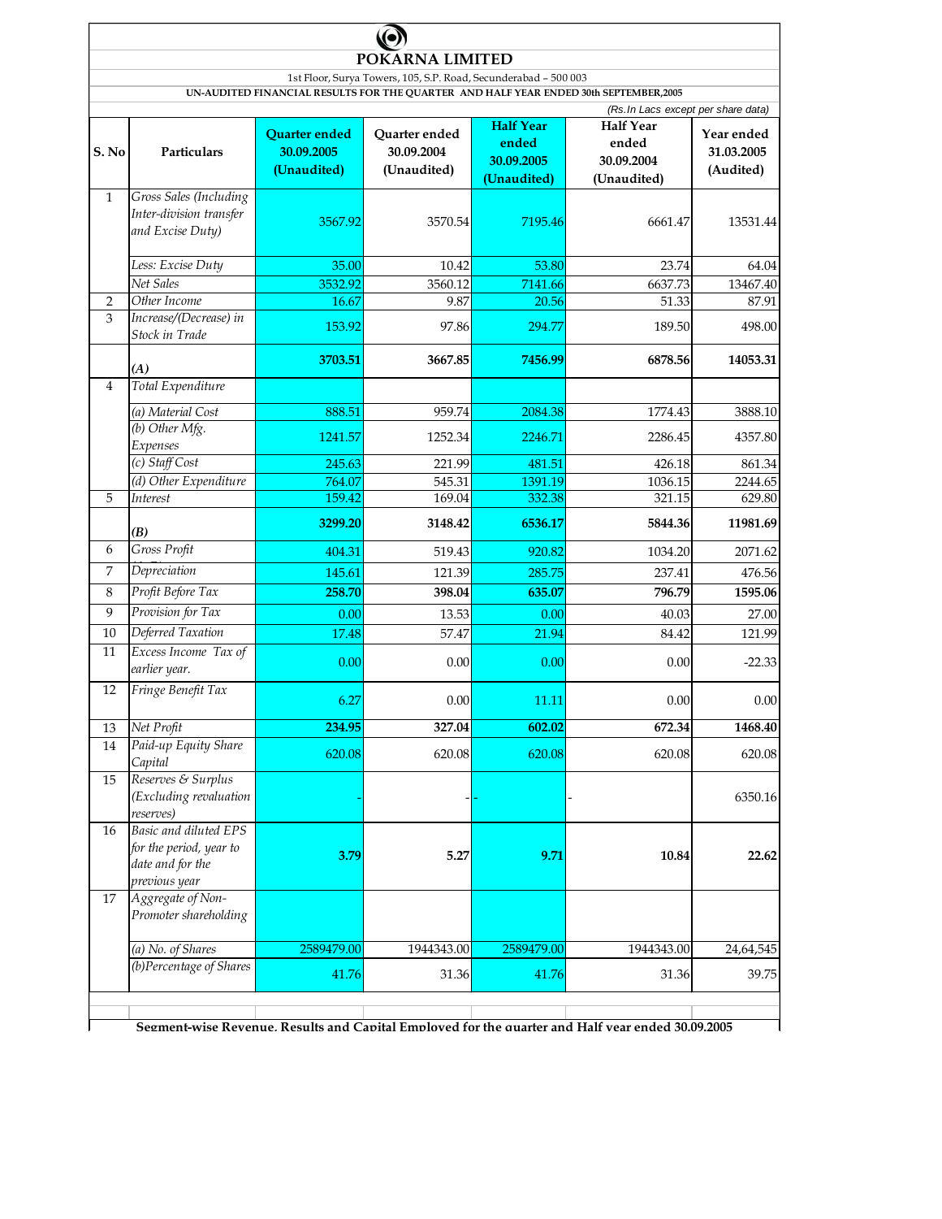# POKARNA LIMITED

1st Floor, Surya Towers, 105, S.P. Road, Secunderabad – 500 003

**UN-AUDITED FINANCIAL RESULTS FOR THE QUARTER AND HALF YEAR ENDED 30th SEPTEMBER,2005**

(Rs.In Lacs except per share data)

| S. No | Particulars | Quarter ended 30.09.2005 (Unaudited) | Quarter ended 30.09.2004 (Unaudited) | Half Year ended 30.09.2005 (Unaudited) | Half Year ended 30.09.2004 (Unaudited) | Year ended 31.03.2005 (Audited) |
|---|---|---|---|---|---|---|
| 1 | *Gross Sales (Including Inter-division transfer and Excise Duty)* | 3567.92 | 3570.54 | 7195.46 | 6661.47 | 13531.44 |
| | *Less: Excise Duty* | 35.00 | 10.42 | 53.80 | 23.74 | 64.04 |
| | *Net Sales* | 3532.92 | 3560.12 | 7141.66 | 6637.73 | 13467.40 |
| 2 | *Other Income* | 16.67 | 9.87 | 20.56 | 51.33 | 87.91 |
| 3 | *Increase/(Decrease) in Stock in Trade* | 153.92 | 97.86 | 294.77 | 189.50 | 498.00 |
| | *(A)* | **3703.51** | **3667.85** | **7456.99** | **6878.56** | **14053.31** |
| 4 | *Total Expenditure* | | | | | |
| | *(a) Material Cost* | 888.51 | 959.74 | 2084.38 | 1774.43 | 3888.10 |
| | *(b) Other Mfg. Expenses* | 1241.57 | 1252.34 | 2246.71 | 2286.45 | 4357.80 |
| | *(c) Staff Cost* | 245.63 | 221.99 | 481.51 | 426.18 | 861.34 |
| | *(d) Other Expenditure* | 764.07 | 545.31 | 1391.19 | 1036.15 | 2244.65 |
| 5 | *Interest* | 159.42 | 169.04 | 332.38 | 321.15 | 629.80 |
| | *(B)* | **3299.20** | **3148.42** | **6536.17** | **5844.36** | **11981.69** |
| 6 | *Gross Profit* | 404.31 | 519.43 | 920.82 | 1034.20 | 2071.62 |
| 7 | *Depreciation* | 145.61 | 121.39 | 285.75 | 237.41 | 476.56 |
| 8 | *Profit Before Tax* | **258.70** | **398.04** | **635.07** | **796.79** | **1595.06** |
| 9 | *Provision for Tax* | 0.00 | 13.53 | 0.00 | 40.03 | 27.00 |
| 10 | *Deferred Taxation* | 17.48 | 57.47 | 21.94 | 84.42 | 121.99 |
| 11 | *Excess Income Tax of earlier year.* | 0.00 | 0.00 | 0.00 | 0.00 | -22.33 |
| 12 | *Fringe Benefit Tax* | 6.27 | 0.00 | 11.11 | 0.00 | 0.00 |
| 13 | *Net Profit* | **234.95** | **327.04** | **602.02** | **672.34** | **1468.40** |
| 14 | *Paid-up Equity Share Capital* | 620.08 | 620.08 | 620.08 | 620.08 | 620.08 |
| 15 | *Reserves & Surplus (Excluding revaluation reserves)* | - | - | - | - | 6350.16 |
| 16 | *Basic and diluted EPS for the period, year to date and for the previous year* | **3.79** | **5.27** | **9.71** | **10.84** | **22.62** |
| 17 | *Aggregate of Non-Promoter shareholding* | | | | | |
| | *(a) No. of Shares* | 2589479.00 | 1944343.00 | 2589479.00 | 1944343.00 | 24,64,545 |
| | *(b)Percentage of Shares* | 41.76 | 31.36 | 41.76 | 31.36 | 39.75 |

**Segment-wise Revenue, Results and Capital Employed for the quarter and Half year ended 30.09.2005**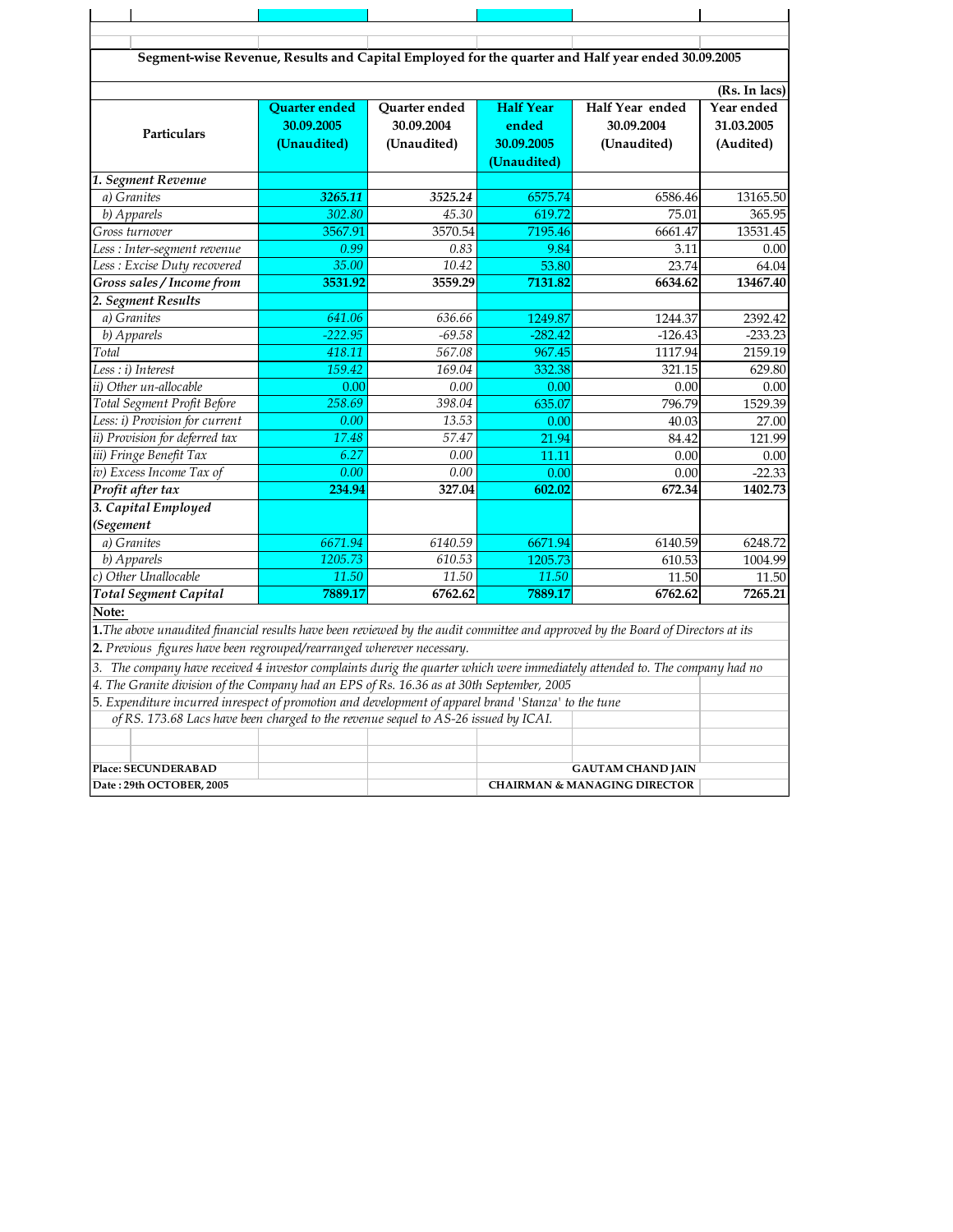**Segment-wise Revenue, Results and Capital Employed for the quarter and Half year ended 30.09.2005**

(Rs. In lacs)

| Particulars | Quarter ended 30.09.2005 (Unaudited) | Quarter ended 30.09.2004 (Unaudited) | Half Year ended 30.09.2005 (Unaudited) | Half Year ended 30.09.2004 (Unaudited) | Year ended 31.03.2005 (Audited) |
|---|---|---|---|---|---|
| *1. Segment Revenue* | | | | | |
| *a) Granites* | ***3265.11*** | ***3525.24*** | 6575.74 | 6586.46 | 13165.50 |
| *b) Apparels* | *302.80* | *45.30* | 619.72 | 75.01 | 365.95 |
| *Gross turnover* | 3567.91 | 3570.54 | 7195.46 | 6661.47 | 13531.45 |
| *Less : Inter-segment revenue* | *0.99* | *0.83* | 9.84 | 3.11 | 0.00 |
| *Less : Excise Duty recovered* | *35.00* | *10.42* | 53.80 | 23.74 | 64.04 |
| ***Gross sales / Income from*** | **3531.92** | **3559.29** | **7131.82** | **6634.62** | **13467.40** |
| ***2. Segment Results*** | | | | | |
| *a) Granites* | *641.06* | *636.66* | 1249.87 | 1244.37 | 2392.42 |
| *b) Apparels* | *-222.95* | *-69.58* | -282.42 | -126.43 | -233.23 |
| *Total* | *418.11* | *567.08* | 967.45 | 1117.94 | 2159.19 |
| *Less : i) Interest* | 159.42 | 169.04 | 332.38 | 321.15 | 629.80 |
| *ii) Other un-allocable* | 0.00 | *0.00* | 0.00 | 0.00 | 0.00 |
| *Total Segment Profit Before* | *258.69* | *398.04* | 635.07 | 796.79 | 1529.39 |
| *Less: i) Provision for current* | *0.00* | *13.53* | 0.00 | 40.03 | 27.00 |
| *ii) Provision for deferred tax* | *17.48* | *57.47* | 21.94 | 84.42 | 121.99 |
| *iii) Fringe Benefit Tax* | *6.27* | *0.00* | 11.11 | 0.00 | 0.00 |
| *iv) Excess Income Tax of* | *0.00* | *0.00* | 0.00 | 0.00 | -22.33 |
| ***Profit after tax*** | **234.94** | **327.04** | **602.02** | **672.34** | **1402.73** |
| ***3. Capital Employed (Segement*** | | | | | |
| *a) Granites* | *6671.94* | *6140.59* | 6671.94 | 6140.59 | 6248.72 |
| *b) Apparels* | *1205.73* | *610.53* | 1205.73 | 610.53 | 1004.99 |
| *c) Other Unallocable* | *11.50* | *11.50* | *11.50* | 11.50 | 11.50 |
| ***Total Segment Capital*** | **7889.17** | **6762.62** | **7889.17** | **6762.62** | **7265.21** |

**Note:**

**1.** *The above unaudited financial results have been reviewed by the audit committee and approved by the Board of Directors at its*

**2.** *Previous figures have been regrouped/rearranged wherever necessary.*

3. *The company have received 4 investor complaints durig the quarter which were immediately attended to. The company had no*

4. *The Granite division of the Company had an EPS of Rs. 16.36 as at 30th September, 2005*

5. *Expenditure incurred inrespect of promotion and development of apparel brand 'Stanza' to the tune of RS. 173.68 Lacs have been charged to the revenue sequel to AS-26 issued by ICAI.*

**Place: SECUNDERABAD**
**Date : 29th OCTOBER, 2005**

**GAUTAM CHAND JAIN**
**CHAIRMAN & MANAGING DIRECTOR**